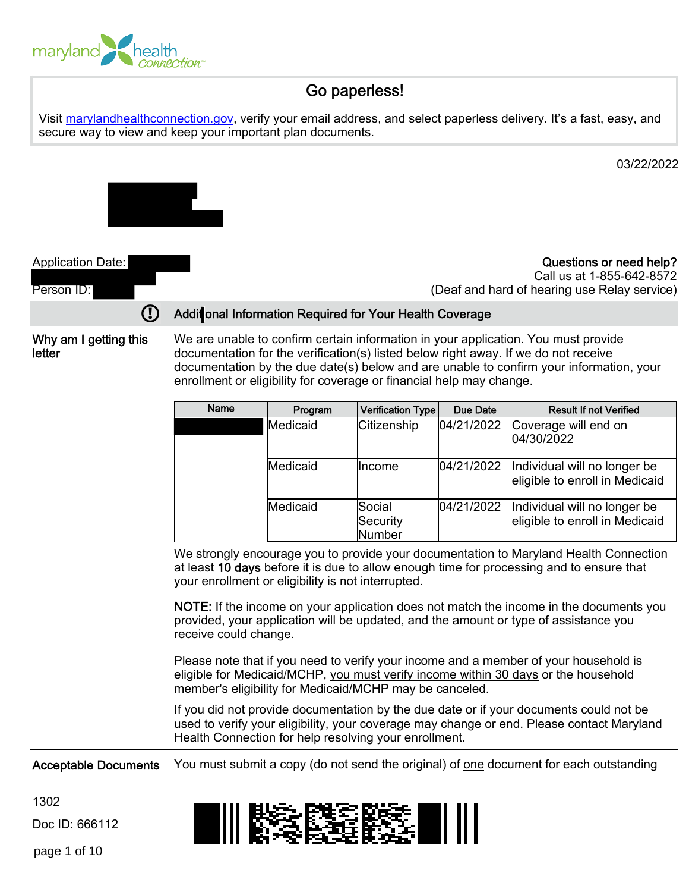maryland health connection

## Go paperless!

Visit marylandhealthconnection.gov, verify your email address, and select paperless delivery. It's a fast, easy, and secure way to view and keep your important plan documents.

03/22/2022

Application Date:

Person ID:

**Questions or need help?**
Call us at 1-855-642-8572
(Deaf and hard of hearing use Relay service)

## Additional Information Required for Your Health Coverage

**Why am I getting this letter**

We are unable to confirm certain information in your application. You must provide documentation for the verification(s) listed below right away. If we do not receive documentation by the due date(s) below and are unable to confirm your information, your enrollment or eligibility for coverage or financial help may change.

| Name | Program | Verification Type | Due Date | Result If not Verified |
|---|---|---|---|---|
| | Medicaid | Citizenship | 04/21/2022 | Coverage will end on 04/30/2022 |
| | Medicaid | Income | 04/21/2022 | Individual will no longer be eligible to enroll in Medicaid |
| | Medicaid | Social Security Number | 04/21/2022 | Individual will no longer be eligible to enroll in Medicaid |

We strongly encourage you to provide your documentation to Maryland Health Connection at least **10 days** before it is due to allow enough time for processing and to ensure that your enrollment or eligibility is not interrupted.

**NOTE:** If the income on your application does not match the income in the documents you provided, your application will be updated, and the amount or type of assistance you receive could change.

Please note that if you need to verify your income and a member of your household is eligible for Medicaid/MCHP, you must verify income within 30 days or the household member's eligibility for Medicaid/MCHP may be canceled.

If you did not provide documentation by the due date or if your documents could not be used to verify your eligibility, your coverage may change or end. Please contact Maryland Health Connection for help resolving your enrollment.

**Acceptable Documents**

You must submit a copy (do not send the original) of one document for each outstanding

1302

Doc ID: 666112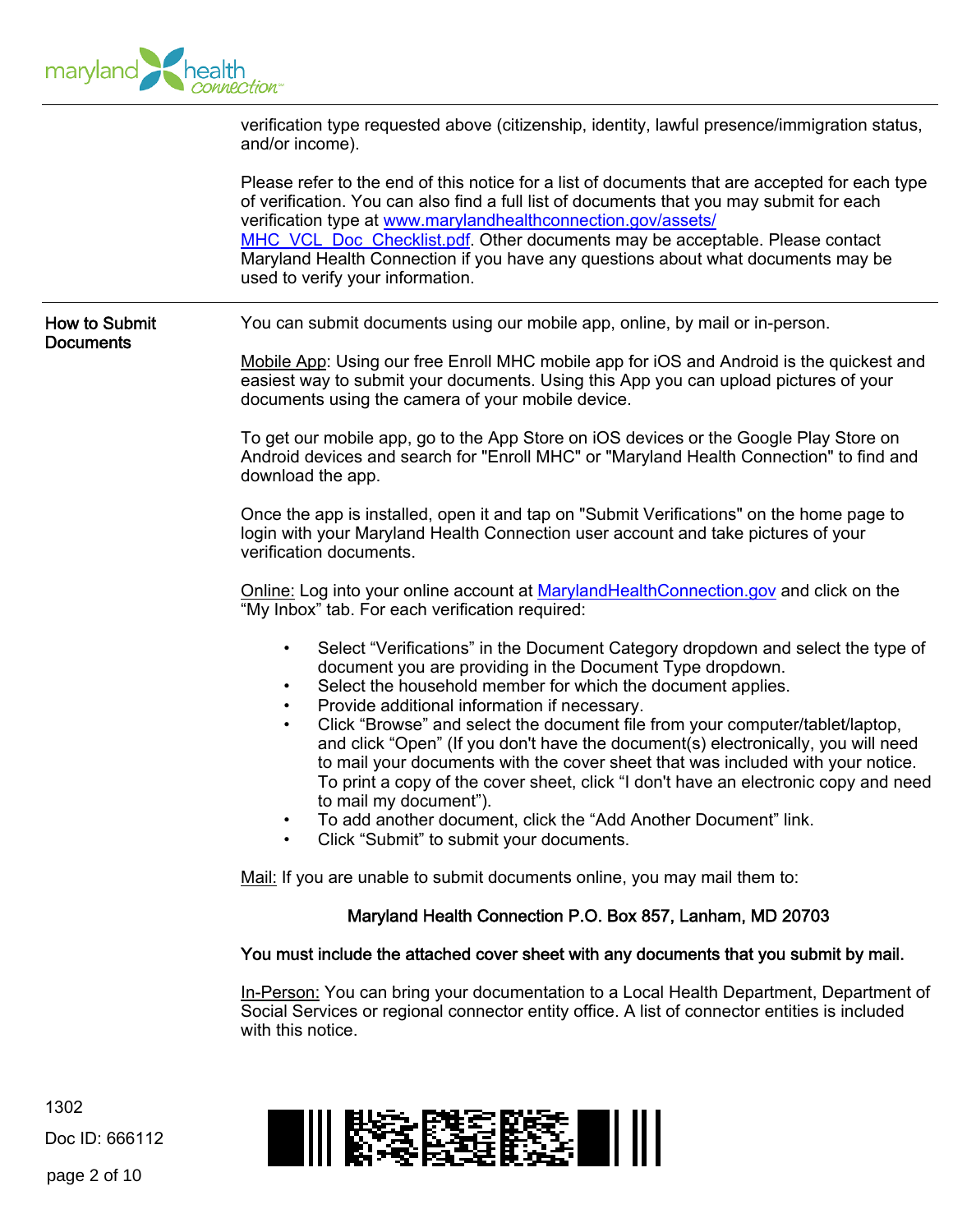verification type requested above (citizenship, identity, lawful presence/immigration status, and/or income).

Please refer to the end of this notice for a list of documents that are accepted for each type of verification. You can also find a full list of documents that you may submit for each verification type at www.marylandhealthconnection.gov/assets/MHC_VCL_Doc_Checklist.pdf. Other documents may be acceptable. Please contact Maryland Health Connection if you have any questions about what documents may be used to verify your information.

## How to Submit Documents

You can submit documents using our mobile app, online, by mail or in-person.

Mobile App: Using our free Enroll MHC mobile app for iOS and Android is the quickest and easiest way to submit your documents. Using this App you can upload pictures of your documents using the camera of your mobile device.

To get our mobile app, go to the App Store on iOS devices or the Google Play Store on Android devices and search for "Enroll MHC" or "Maryland Health Connection" to find and download the app.

Once the app is installed, open it and tap on "Submit Verifications" on the home page to login with your Maryland Health Connection user account and take pictures of your verification documents.

Online: Log into your online account at MarylandHealthConnection.gov and click on the "My Inbox" tab. For each verification required:

- Select "Verifications" in the Document Category dropdown and select the type of document you are providing in the Document Type dropdown.
- Select the household member for which the document applies.
- Provide additional information if necessary.
- Click "Browse" and select the document file from your computer/tablet/laptop, and click "Open" (If you don't have the document(s) electronically, you will need to mail your documents with the cover sheet that was included with your notice. To print a copy of the cover sheet, click "I don't have an electronic copy and need to mail my document").
- To add another document, click the "Add Another Document" link.
- Click "Submit" to submit your documents.

Mail: If you are unable to submit documents online, you may mail them to:

Maryland Health Connection P.O. Box 857, Lanham, MD 20703

**You must include the attached cover sheet with any documents that you submit by mail.**

In-Person: You can bring your documentation to a Local Health Department, Department of Social Services or regional connector entity office. A list of connector entities is included with this notice.

1302

Doc ID: 666112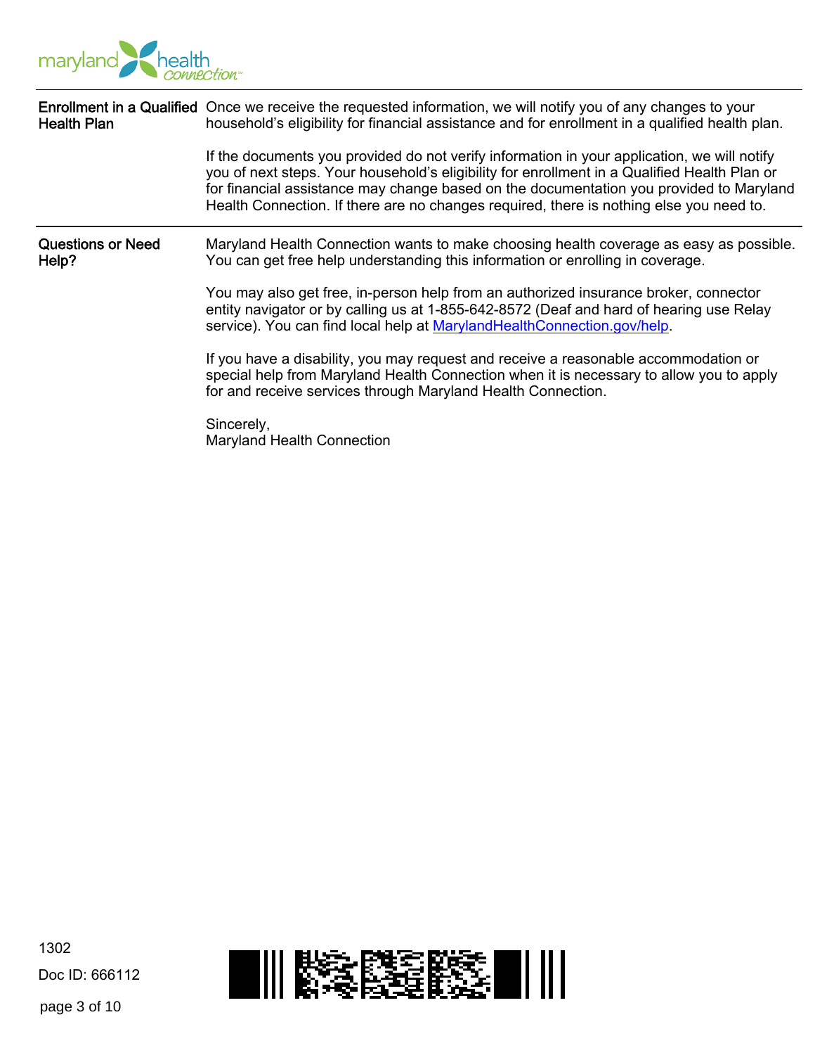**Enrollment in a Qualified Health Plan**

Once we receive the requested information, we will notify you of any changes to your household's eligibility for financial assistance and for enrollment in a qualified health plan.

If the documents you provided do not verify information in your application, we will notify you of next steps. Your household's eligibility for enrollment in a Qualified Health Plan or for financial assistance may change based on the documentation you provided to Maryland Health Connection. If there are no changes required, there is nothing else you need to.

**Questions or Need Help?**

Maryland Health Connection wants to make choosing health coverage as easy as possible. You can get free help understanding this information or enrolling in coverage.

You may also get free, in-person help from an authorized insurance broker, connector entity navigator or by calling us at 1-855-642-8572 (Deaf and hard of hearing use Relay service). You can find local help at MarylandHealthConnection.gov/help.

If you have a disability, you may request and receive a reasonable accommodation or special help from Maryland Health Connection when it is necessary to allow you to apply for and receive services through Maryland Health Connection.

Sincerely,
Maryland Health Connection

1302

Doc ID: 666112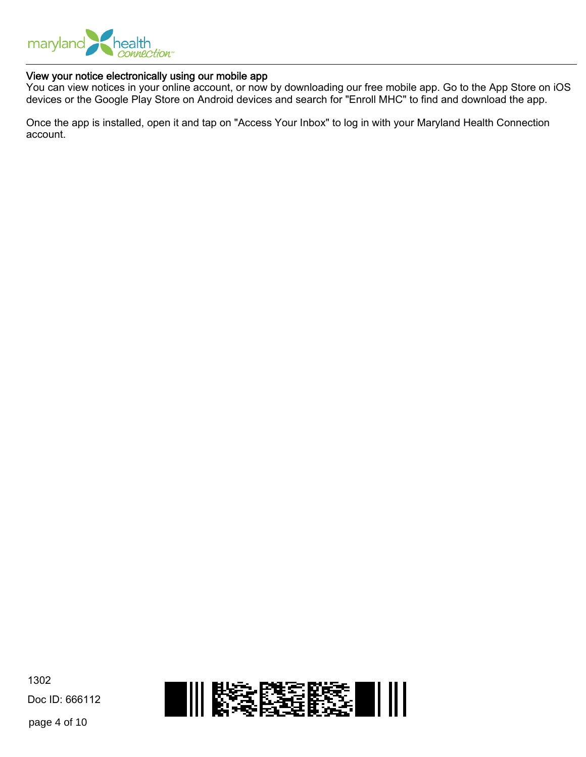**View your notice electronically using our mobile app**

You can view notices in your online account, or now by downloading our free mobile app. Go to the App Store on iOS devices or the Google Play Store on Android devices and search for "Enroll MHC" to find and download the app.

Once the app is installed, open it and tap on "Access Your Inbox" to log in with your Maryland Health Connection account.

1302

Doc ID: 666112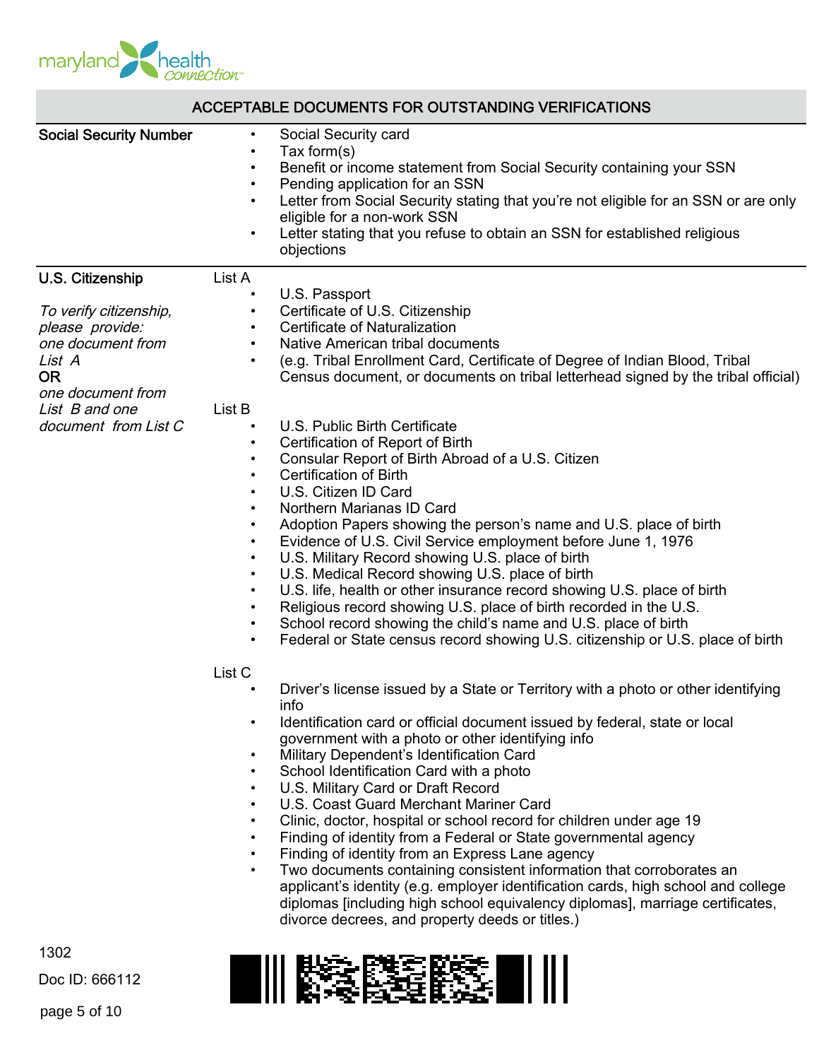## ACCEPTABLE DOCUMENTS FOR OUTSTANDING VERIFICATIONS

### Social Security Number

- Social Security card
- Tax form(s)
- Benefit or income statement from Social Security containing your SSN
- Pending application for an SSN
- Letter from Social Security stating that you're not eligible for an SSN or are only eligible for a non-work SSN
- Letter stating that you refuse to obtain an SSN for established religious objections

### U.S. Citizenship

*To verify citizenship, please provide: one document from List A* **OR** *one document from List B and one document from List C*

List A

- U.S. Passport
- Certificate of U.S. Citizenship
- Certificate of Naturalization
- Native American tribal documents
- (e.g. Tribal Enrollment Card, Certificate of Degree of Indian Blood, Tribal Census document, or documents on tribal letterhead signed by the tribal official)

List B

- U.S. Public Birth Certificate
- Certification of Report of Birth
- Consular Report of Birth Abroad of a U.S. Citizen
- Certification of Birth
- U.S. Citizen ID Card
- Northern Marianas ID Card
- Adoption Papers showing the person's name and U.S. place of birth
- Evidence of U.S. Civil Service employment before June 1, 1976
- U.S. Military Record showing U.S. place of birth
- U.S. Medical Record showing U.S. place of birth
- U.S. life, health or other insurance record showing U.S. place of birth
- Religious record showing U.S. place of birth recorded in the U.S.
- School record showing the child's name and U.S. place of birth
- Federal or State census record showing U.S. citizenship or U.S. place of birth

List C

- Driver's license issued by a State or Territory with a photo or other identifying info
- Identification card or official document issued by federal, state or local government with a photo or other identifying info
- Military Dependent's Identification Card
- School Identification Card with a photo
- U.S. Military Card or Draft Record
- U.S. Coast Guard Merchant Mariner Card
- Clinic, doctor, hospital or school record for children under age 19
- Finding of identity from a Federal or State governmental agency
- Finding of identity from an Express Lane agency
- Two documents containing consistent information that corroborates an applicant's identity (e.g. employer identification cards, high school and college diplomas [including high school equivalency diplomas], marriage certificates, divorce decrees, and property deeds or titles.)

1302

Doc ID: 666112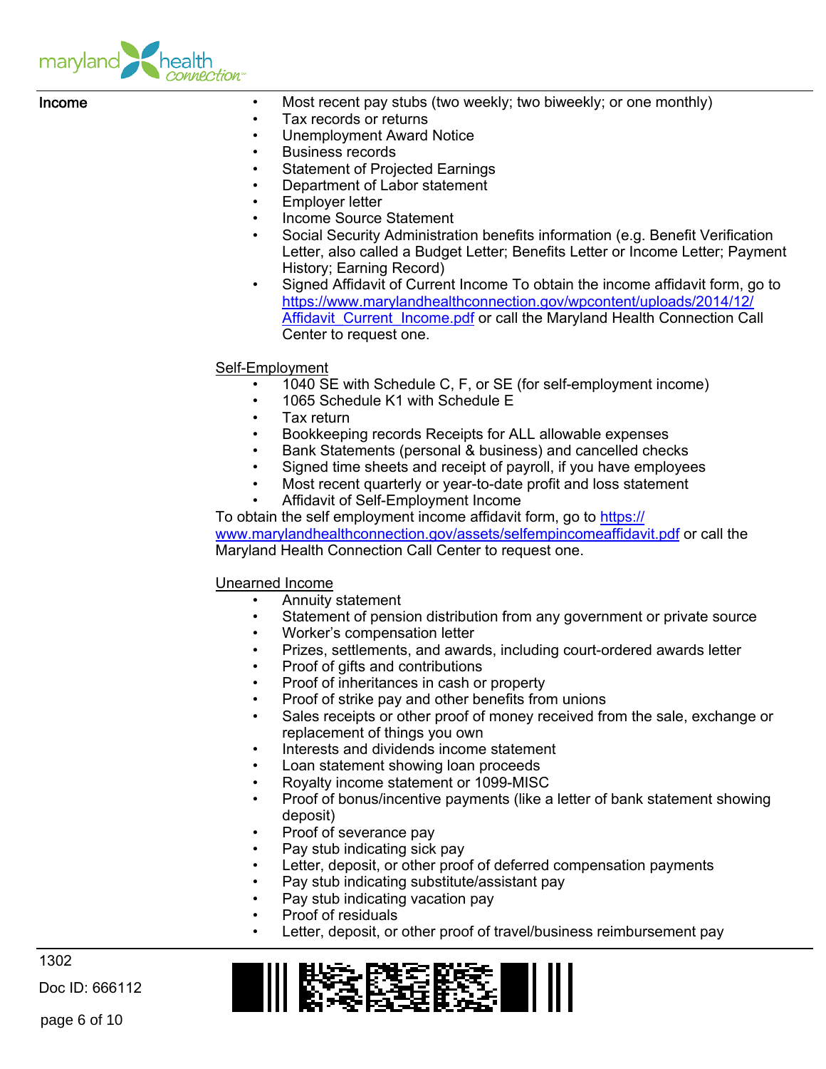**Income**

- Most recent pay stubs (two weekly; two biweekly; or one monthly)
- Tax records or returns
- Unemployment Award Notice
- Business records
- Statement of Projected Earnings
- Department of Labor statement
- Employer letter
- Income Source Statement
- Social Security Administration benefits information (e.g. Benefit Verification Letter, also called a Budget Letter; Benefits Letter or Income Letter; Payment History; Earning Record)
- Signed Affidavit of Current Income To obtain the income affidavit form, go to [https://www.marylandhealthconnection.gov/wpcontent/uploads/2014/12/Affidavit_Current_Income.pdf](https://www.marylandhealthconnection.gov/wpcontent/uploads/2014/12/Affidavit_Current_Income.pdf) or call the Maryland Health Connection Call Center to request one.

Self-Employment

- 1040 SE with Schedule C, F, or SE (for self-employment income)
- 1065 Schedule K1 with Schedule E
- Tax return
- Bookkeeping records Receipts for ALL allowable expenses
- Bank Statements (personal & business) and cancelled checks
- Signed time sheets and receipt of payroll, if you have employees
- Most recent quarterly or year-to-date profit and loss statement
- Affidavit of Self-Employment Income

To obtain the self employment income affidavit form, go to [https://www.marylandhealthconnection.gov/assets/selfempincomeaffidavit.pdf](https://www.marylandhealthconnection.gov/assets/selfempincomeaffidavit.pdf) or call the Maryland Health Connection Call Center to request one.

Unearned Income

- Annuity statement
- Statement of pension distribution from any government or private source
- Worker's compensation letter
- Prizes, settlements, and awards, including court-ordered awards letter
- Proof of gifts and contributions
- Proof of inheritances in cash or property
- Proof of strike pay and other benefits from unions
- Sales receipts or other proof of money received from the sale, exchange or replacement of things you own
- Interests and dividends income statement
- Loan statement showing loan proceeds
- Royalty income statement or 1099-MISC
- Proof of bonus/incentive payments (like a letter of bank statement showing deposit)
- Proof of severance pay
- Pay stub indicating sick pay
- Letter, deposit, or other proof of deferred compensation payments
- Pay stub indicating substitute/assistant pay
- Pay stub indicating vacation pay
- Proof of residuals
- Letter, deposit, or other proof of travel/business reimbursement pay

1302

Doc ID: 666112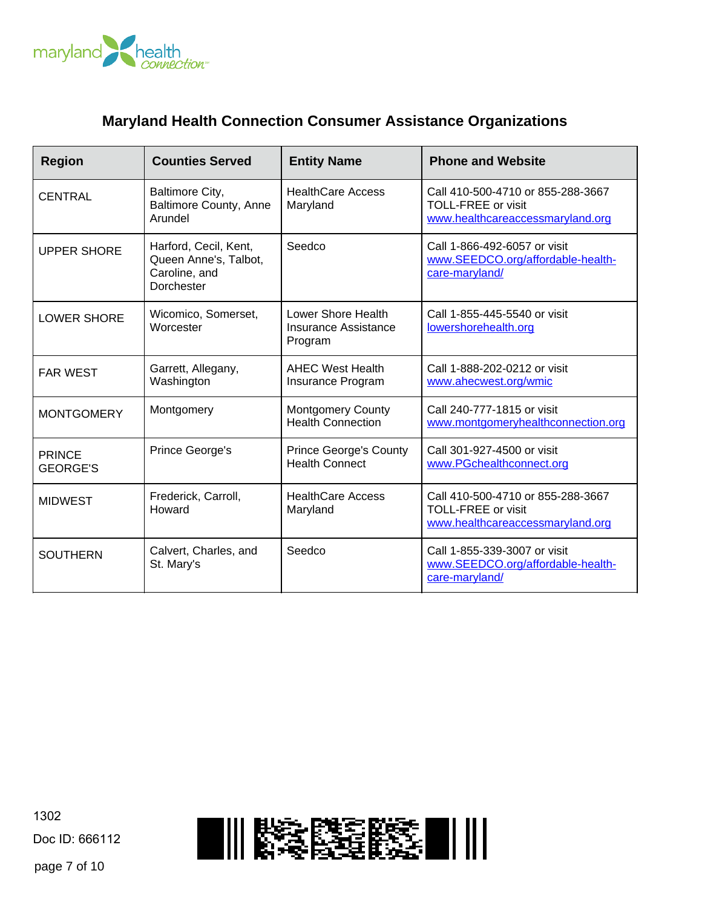maryland health connection

## Maryland Health Connection Consumer Assistance Organizations

| Region | Counties Served | Entity Name | Phone and Website |
|---|---|---|---|
| CENTRAL | Baltimore City, Baltimore County, Anne Arundel | HealthCare Access Maryland | Call 410-500-4710 or 855-288-3667 TOLL-FREE or visit www.healthcareaccessmaryland.org |
| UPPER SHORE | Harford, Cecil, Kent, Queen Anne's, Talbot, Caroline, and Dorchester | Seedco | Call 1-866-492-6057 or visit www.SEEDCO.org/affordable-health-care-maryland/ |
| LOWER SHORE | Wicomico, Somerset, Worcester | Lower Shore Health Insurance Assistance Program | Call 1-855-445-5540 or visit lowershorehealth.org |
| FAR WEST | Garrett, Allegany, Washington | AHEC West Health Insurance Program | Call 1-888-202-0212 or visit www.ahecwest.org/wmic |
| MONTGOMERY | Montgomery | Montgomery County Health Connection | Call 240-777-1815 or visit www.montgomeryhealthconnection.org |
| PRINCE GEORGE'S | Prince George's | Prince George's County Health Connect | Call 301-927-4500 or visit www.PGchealthconnect.org |
| MIDWEST | Frederick, Carroll, Howard | HealthCare Access Maryland | Call 410-500-4710 or 855-288-3667 TOLL-FREE or visit www.healthcareaccessmaryland.org |
| SOUTHERN | Calvert, Charles, and St. Mary's | Seedco | Call 1-855-339-3007 or visit www.SEEDCO.org/affordable-health-care-maryland/ |

1302

Doc ID: 666112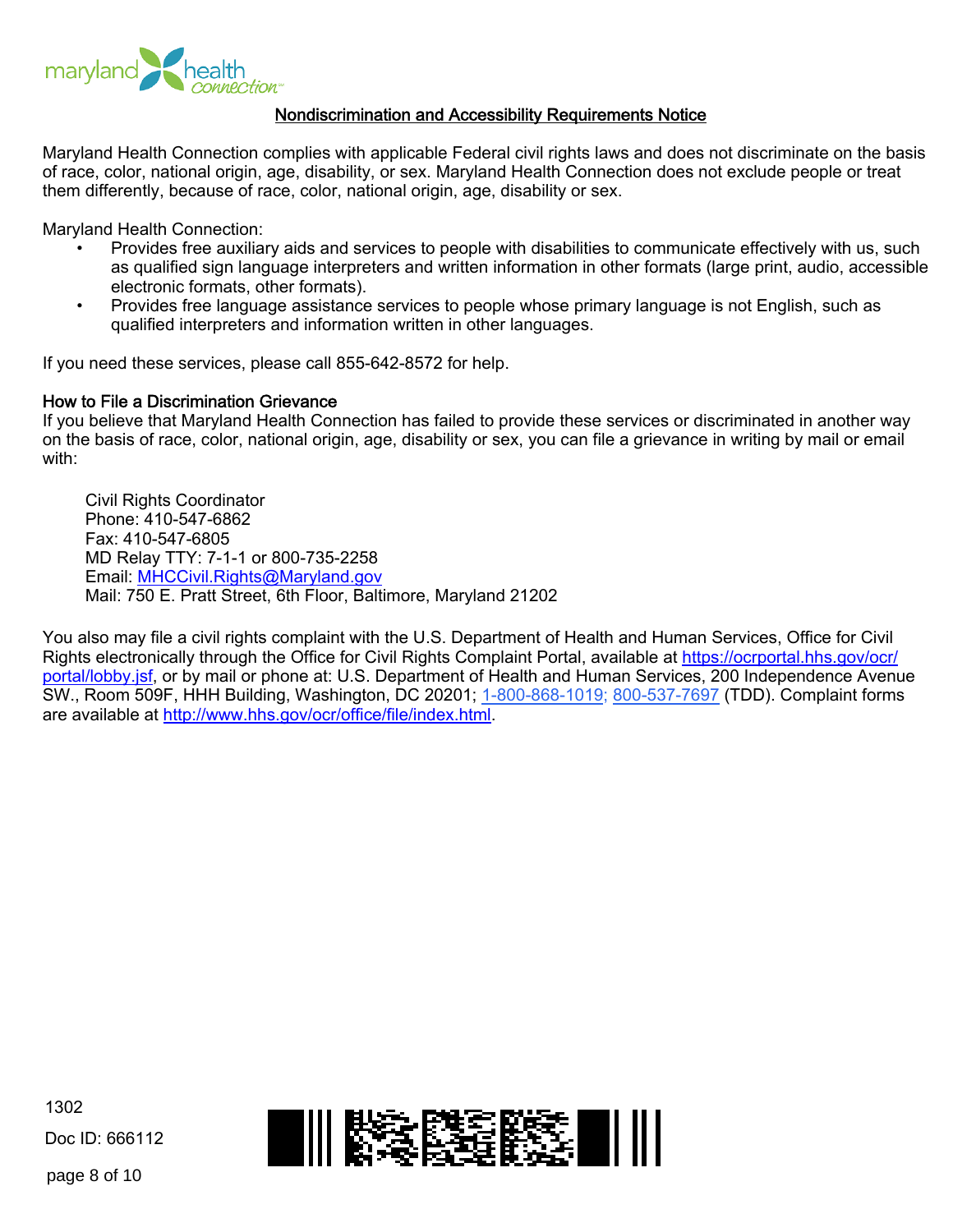## Nondiscrimination and Accessibility Requirements Notice

Maryland Health Connection complies with applicable Federal civil rights laws and does not discriminate on the basis of race, color, national origin, age, disability, or sex. Maryland Health Connection does not exclude people or treat them differently, because of race, color, national origin, age, disability or sex.

Maryland Health Connection:

- Provides free auxiliary aids and services to people with disabilities to communicate effectively with us, such as qualified sign language interpreters and written information in other formats (large print, audio, accessible electronic formats, other formats).
- Provides free language assistance services to people whose primary language is not English, such as qualified interpreters and information written in other languages.

If you need these services, please call 855-642-8572 for help.

### How to File a Discrimination Grievance

If you believe that Maryland Health Connection has failed to provide these services or discriminated in another way on the basis of race, color, national origin, age, disability or sex, you can file a grievance in writing by mail or email with:

Civil Rights Coordinator
Phone: 410-547-6862
Fax: 410-547-6805
MD Relay TTY: 7-1-1 or 800-735-2258
Email: MHCCivil.Rights@Maryland.gov
Mail: 750 E. Pratt Street, 6th Floor, Baltimore, Maryland 21202

You also may file a civil rights complaint with the U.S. Department of Health and Human Services, Office for Civil Rights electronically through the Office for Civil Rights Complaint Portal, available at https://ocrportal.hhs.gov/ocr/portal/lobby.jsf, or by mail or phone at: U.S. Department of Health and Human Services, 200 Independence Avenue SW., Room 509F, HHH Building, Washington, DC 20201; 1-800-868-1019; 800-537-7697 (TDD). Complaint forms are available at http://www.hhs.gov/ocr/office/file/index.html.

1302

Doc ID: 666112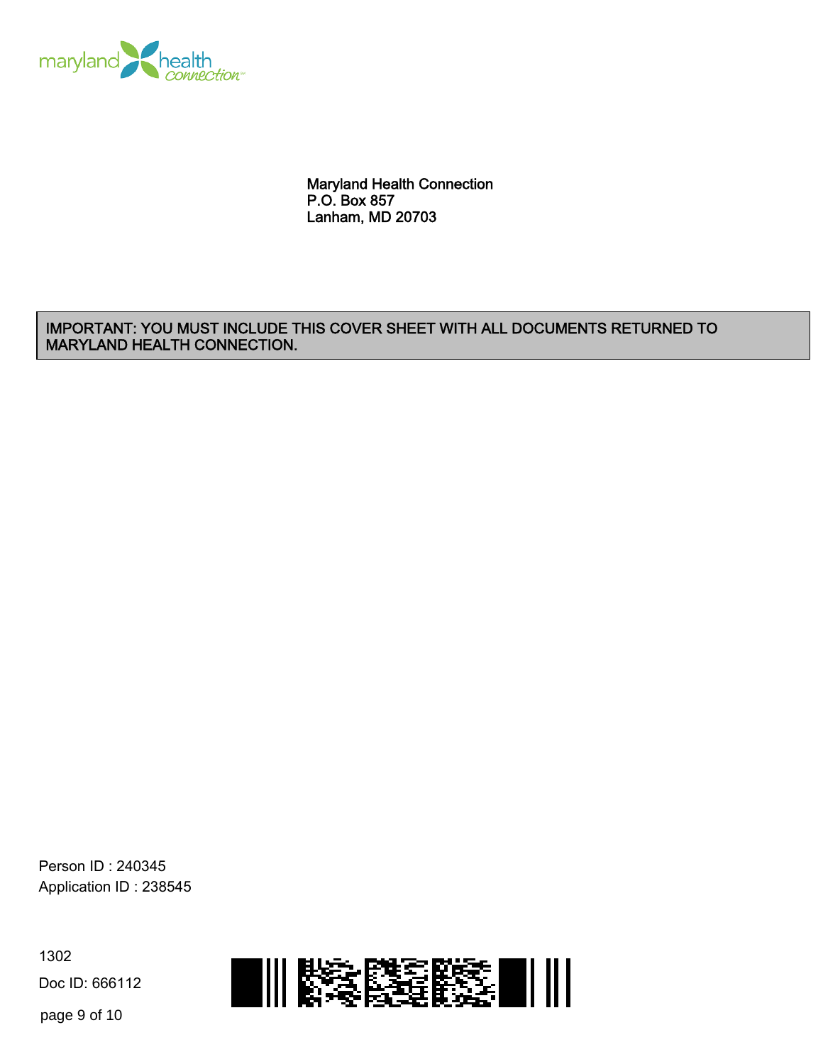maryland health connection

Maryland Health Connection
P.O. Box 857
Lanham, MD 20703

**IMPORTANT: YOU MUST INCLUDE THIS COVER SHEET WITH ALL DOCUMENTS RETURNED TO MARYLAND HEALTH CONNECTION.**

Person ID : 240345
Application ID : 238545

1302
Doc ID: 666112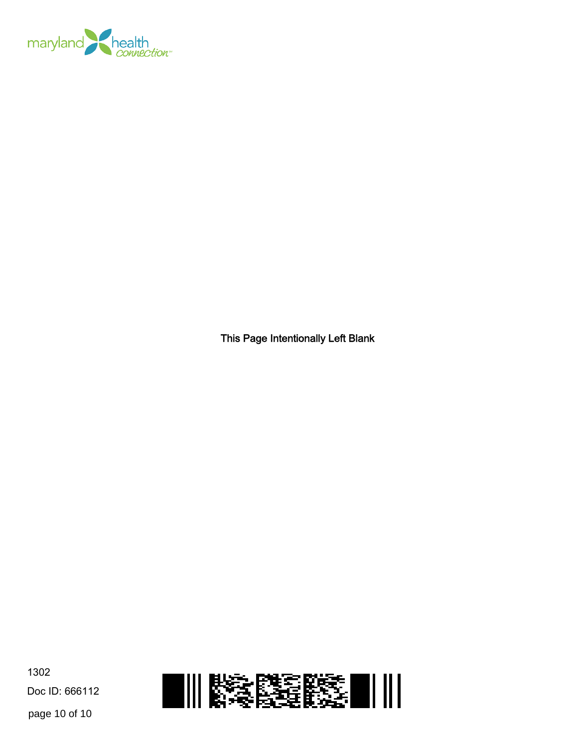This Page Intentionally Left Blank

1302

Doc ID: 666112